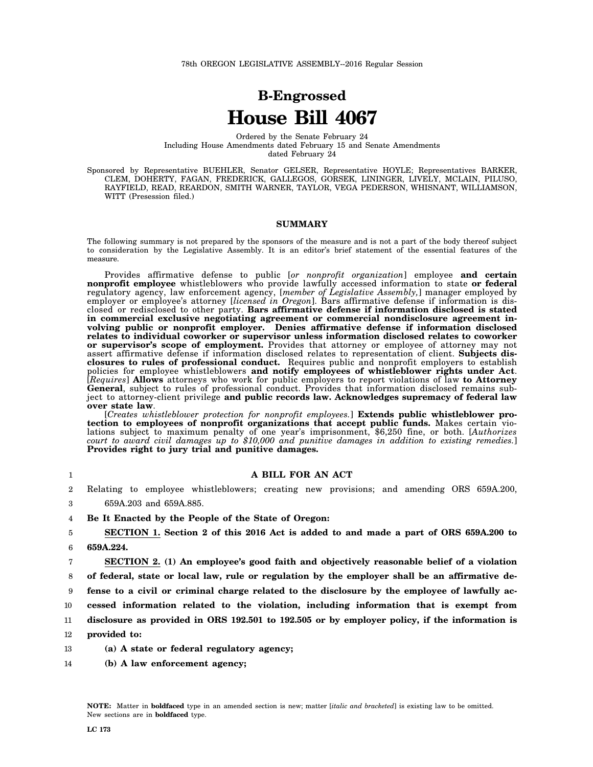78th OREGON LEGISLATIVE ASSEMBLY--2016 Regular Session

# B-Engrossed
# House Bill 4067

Ordered by the Senate February 24
Including House Amendments dated February 15 and Senate Amendments dated February 24

Sponsored by Representative BUEHLER, Senator GELSER, Representative HOYLE; Representatives BARKER, CLEM, DOHERTY, FAGAN, FREDERICK, GALLEGOS, GORSEK, LININGER, LIVELY, MCLAIN, PILUSO, RAYFIELD, READ, REARDON, SMITH WARNER, TAYLOR, VEGA PEDERSON, WHISNANT, WILLIAMSON, WITT (Presession filed.)

## SUMMARY

The following summary is not prepared by the sponsors of the measure and is not a part of the body thereof subject to consideration by the Legislative Assembly. It is an editor's brief statement of the essential features of the measure.

Provides affirmative defense to public [*or nonprofit organization*] employee **and certain nonprofit employee** whistleblowers who provide lawfully accessed information to state **or federal** regulatory agency, law enforcement agency, [*member of Legislative Assembly,*] manager employed by employer or employee's attorney [*licensed in Oregon*]. Bars affirmative defense if information is disclosed or redisclosed to other party. **Bars affirmative defense if information disclosed is stated in commercial exclusive negotiating agreement or commercial nondisclosure agreement involving public or nonprofit employer. Denies affirmative defense if information disclosed relates to individual coworker or supervisor unless information disclosed relates to coworker or supervisor's scope of employment.** Provides that attorney or employee of attorney may not assert affirmative defense if information disclosed relates to representation of client. **Subjects disclosures to rules of professional conduct.** Requires public and nonprofit employers to establish policies for employee whistleblowers **and notify employees of whistleblower rights under Act**. [*Requires*] **Allows** attorneys who work for public employers to report violations of law **to Attorney General**, subject to rules of professional conduct. Provides that information disclosed remains subject to attorney-client privilege **and public records law. Acknowledges supremacy of federal law over state law**.

[*Creates whistleblower protection for nonprofit employees.*] **Extends public whistleblower protection to employees of nonprofit organizations that accept public funds.** Makes certain violations subject to maximum penalty of one year's imprisonment, $6,250 fine, or both. [*Authorizes court to award civil damages up to $10,000 and punitive damages in addition to existing remedies.*] **Provides right to jury trial and punitive damages.**

1 **A BILL FOR AN ACT**

2 Relating to employee whistleblowers; creating new provisions; and amending ORS 659A.200,
3 659A.203 and 659A.885.

4 **Be It Enacted by the People of the State of Oregon:**

5 **SECTION 1. Section 2 of this 2016 Act is added to and made a part of ORS 659A.200 to**
6 **659A.224.**

7 **SECTION 2. (1) An employee's good faith and objectively reasonable belief of a violation**
8 **of federal, state or local law, rule or regulation by the employer shall be an affirmative de-**
9 **fense to a civil or criminal charge related to the disclosure by the employee of lawfully ac-**
10 **cessed information related to the violation, including information that is exempt from**
11 **disclosure as provided in ORS 192.501 to 192.505 or by employer policy, if the information is**
12 **provided to:**

13 **(a) A state or federal regulatory agency;**

14 **(b) A law enforcement agency;**

**NOTE:** Matter in **boldfaced** type in an amended section is new; matter [*italic and bracketed*] is existing law to be omitted. New sections are in **boldfaced** type.

LC 173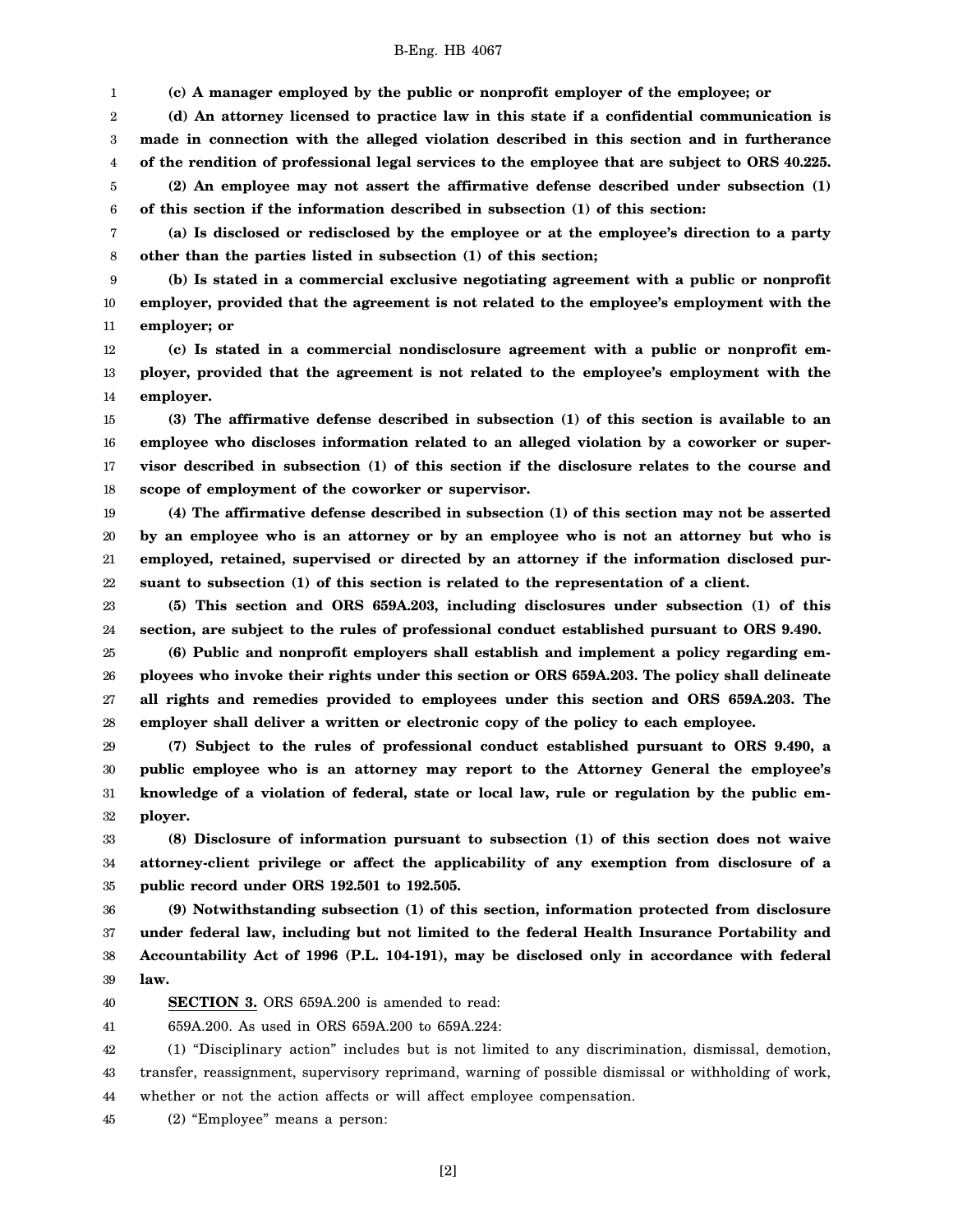**(c) A manager employed by the public or nonprofit employer of the employee; or**

**(d) An attorney licensed to practice law in this state if a confidential communication is made in connection with the alleged violation described in this section and in furtherance of the rendition of professional legal services to the employee that are subject to ORS 40.225.**

**(2) An employee may not assert the affirmative defense described under subsection (1) of this section if the information described in subsection (1) of this section:**

**(a) Is disclosed or redisclosed by the employee or at the employee's direction to a party other than the parties listed in subsection (1) of this section;**

**(b) Is stated in a commercial exclusive negotiating agreement with a public or nonprofit employer, provided that the agreement is not related to the employee's employment with the employer; or**

**(c) Is stated in a commercial nondisclosure agreement with a public or nonprofit employer, provided that the agreement is not related to the employee's employment with the employer.**

**(3) The affirmative defense described in subsection (1) of this section is available to an employee who discloses information related to an alleged violation by a coworker or supervisor described in subsection (1) of this section if the disclosure relates to the course and scope of employment of the coworker or supervisor.**

**(4) The affirmative defense described in subsection (1) of this section may not be asserted by an employee who is an attorney or by an employee who is not an attorney but who is employed, retained, supervised or directed by an attorney if the information disclosed pursuant to subsection (1) of this section is related to the representation of a client.**

**(5) This section and ORS 659A.203, including disclosures under subsection (1) of this section, are subject to the rules of professional conduct established pursuant to ORS 9.490.**

**(6) Public and nonprofit employers shall establish and implement a policy regarding employees who invoke their rights under this section or ORS 659A.203. The policy shall delineate all rights and remedies provided to employees under this section and ORS 659A.203. The employer shall deliver a written or electronic copy of the policy to each employee.**

**(7) Subject to the rules of professional conduct established pursuant to ORS 9.490, a public employee who is an attorney may report to the Attorney General the employee's knowledge of a violation of federal, state or local law, rule or regulation by the public employer.**

**(8) Disclosure of information pursuant to subsection (1) of this section does not waive attorney-client privilege or affect the applicability of any exemption from disclosure of a public record under ORS 192.501 to 192.505.**

**(9) Notwithstanding subsection (1) of this section, information protected from disclosure under federal law, including but not limited to the federal Health Insurance Portability and Accountability Act of 1996 (P.L. 104-191), may be disclosed only in accordance with federal law.**

**SECTION 3.** ORS 659A.200 is amended to read:

659A.200. As used in ORS 659A.200 to 659A.224:

(1) "Disciplinary action" includes but is not limited to any discrimination, dismissal, demotion, transfer, reassignment, supervisory reprimand, warning of possible dismissal or withholding of work, whether or not the action affects or will affect employee compensation.

(2) "Employee" means a person: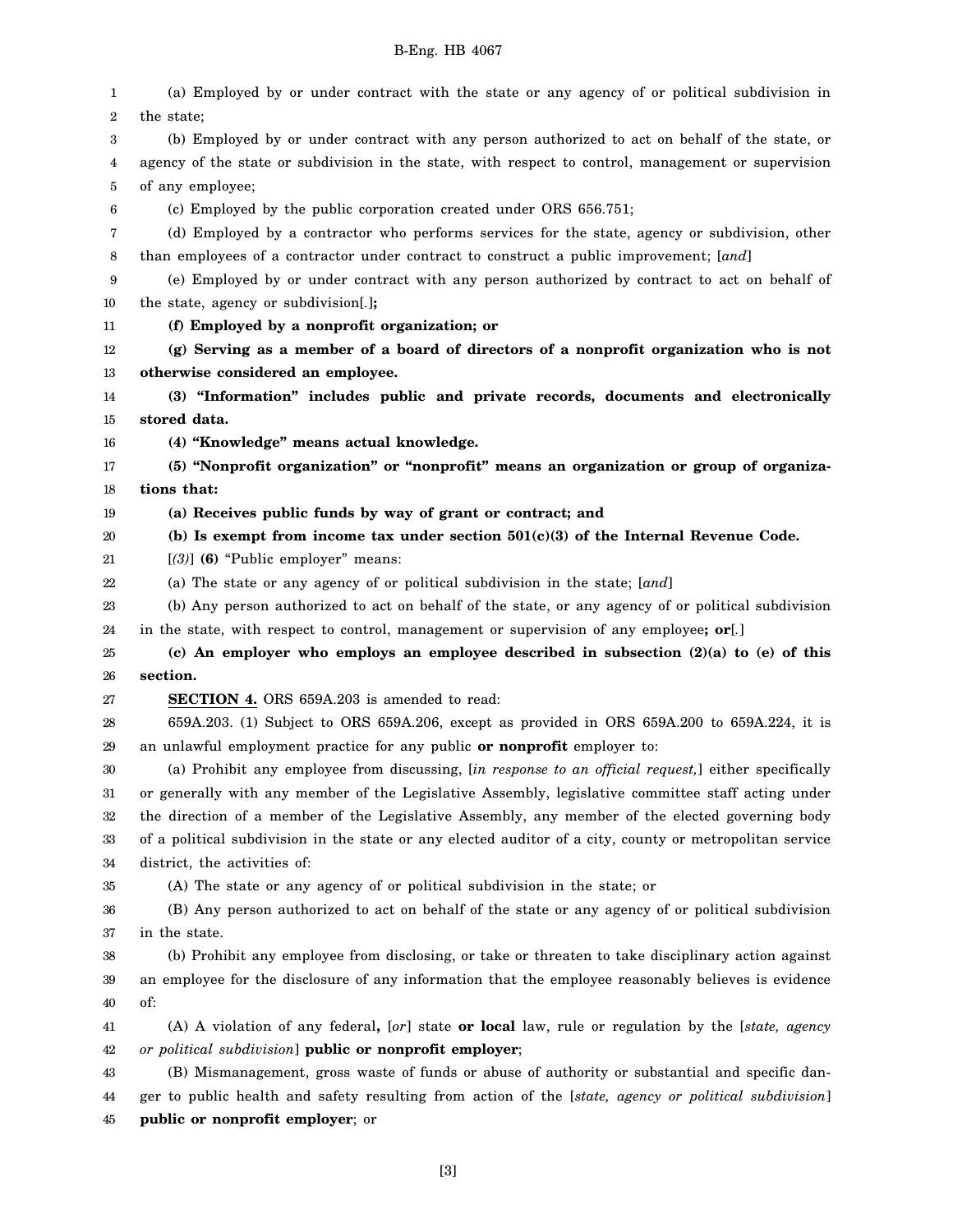(a) Employed by or under contract with the state or any agency of or political subdivision in the state;

(b) Employed by or under contract with any person authorized to act on behalf of the state, or agency of the state or subdivision in the state, with respect to control, management or supervision of any employee;

(c) Employed by the public corporation created under ORS 656.751;

(d) Employed by a contractor who performs services for the state, agency or subdivision, other than employees of a contractor under contract to construct a public improvement; [*and*]

(e) Employed by or under contract with any person authorized by contract to act on behalf of the state, agency or subdivision[*.*]**;**

**(f) Employed by a nonprofit organization; or**

**(g) Serving as a member of a board of directors of a nonprofit organization who is not otherwise considered an employee.**

**(3) "Information" includes public and private records, documents and electronically stored data.**

**(4) "Knowledge" means actual knowledge.**

**(5) "Nonprofit organization" or "nonprofit" means an organization or group of organizations that:**

**(a) Receives public funds by way of grant or contract; and**

**(b) Is exempt from income tax under section 501(c)(3) of the Internal Revenue Code.**

[*(3)*] **(6)** "Public employer" means:

(a) The state or any agency of or political subdivision in the state; [*and*]

(b) Any person authorized to act on behalf of the state, or any agency of or political subdivision in the state, with respect to control, management or supervision of any employee**; or**[*.*]

**(c) An employer who employs an employee described in subsection (2)(a) to (e) of this section.**

**SECTION 4.** ORS 659A.203 is amended to read:

659A.203. (1) Subject to ORS 659A.206, except as provided in ORS 659A.200 to 659A.224, it is an unlawful employment practice for any public **or nonprofit** employer to:

(a) Prohibit any employee from discussing, [*in response to an official request,*] either specifically or generally with any member of the Legislative Assembly, legislative committee staff acting under the direction of a member of the Legislative Assembly, any member of the elected governing body of a political subdivision in the state or any elected auditor of a city, county or metropolitan service district, the activities of:

(A) The state or any agency of or political subdivision in the state; or

(B) Any person authorized to act on behalf of the state or any agency of or political subdivision in the state.

(b) Prohibit any employee from disclosing, or take or threaten to take disciplinary action against an employee for the disclosure of any information that the employee reasonably believes is evidence of:

(A) A violation of any federal**,** [*or*] state **or local** law, rule or regulation by the [*state, agency or political subdivision*] **public or nonprofit employer**;

(B) Mismanagement, gross waste of funds or abuse of authority or substantial and specific danger to public health and safety resulting from action of the [*state, agency or political subdivision*] **public or nonprofit employer**; or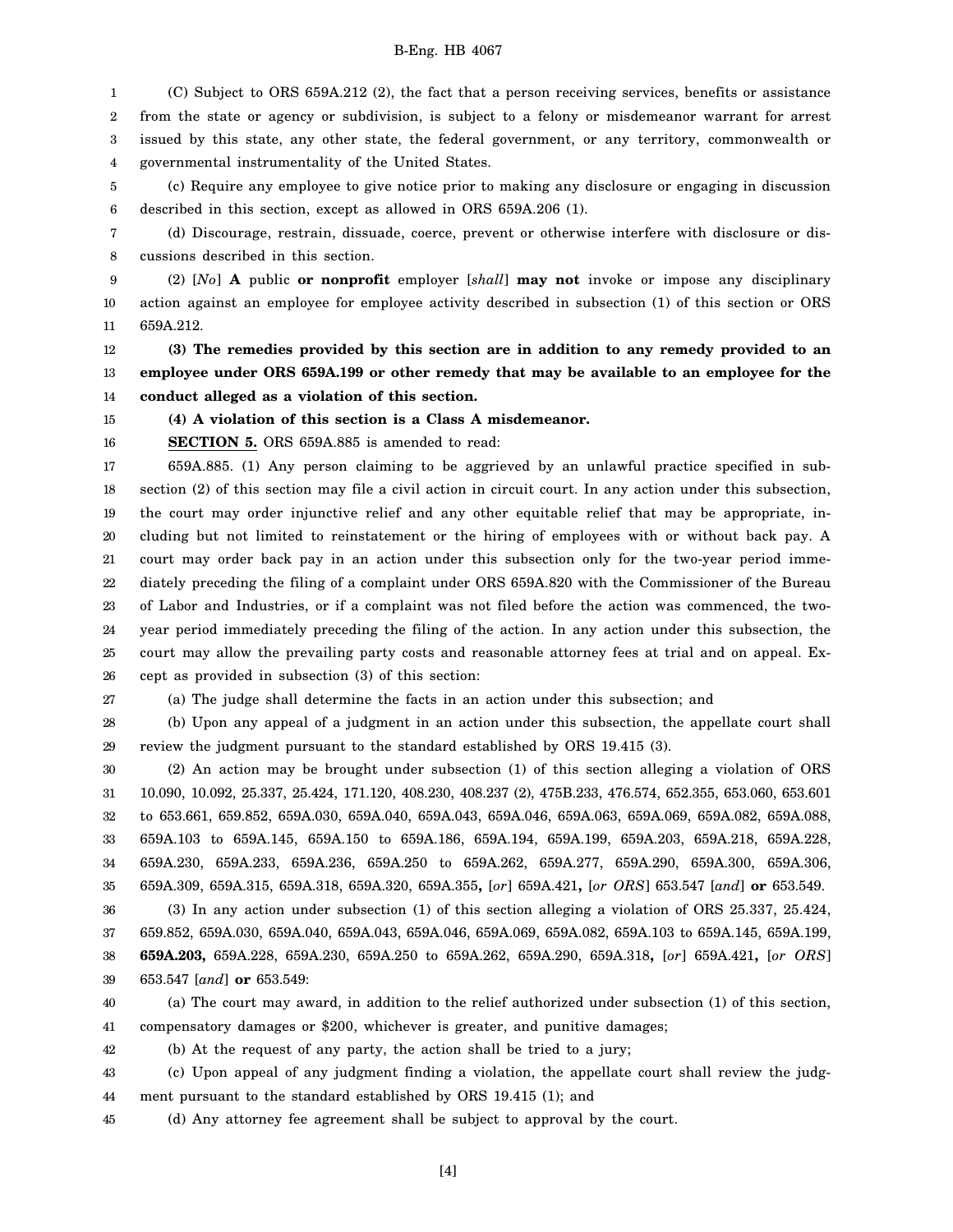(C) Subject to ORS 659A.212 (2), the fact that a person receiving services, benefits or assistance from the state or agency or subdivision, is subject to a felony or misdemeanor warrant for arrest issued by this state, any other state, the federal government, or any territory, commonwealth or governmental instrumentality of the United States.

(c) Require any employee to give notice prior to making any disclosure or engaging in discussion described in this section, except as allowed in ORS 659A.206 (1).

(d) Discourage, restrain, dissuade, coerce, prevent or otherwise interfere with disclosure or discussions described in this section.

(2) [*No*] **A** public **or nonprofit** employer [*shall*] **may not** invoke or impose any disciplinary action against an employee for employee activity described in subsection (1) of this section or ORS 659A.212.

**(3) The remedies provided by this section are in addition to any remedy provided to an employee under ORS 659A.199 or other remedy that may be available to an employee for the conduct alleged as a violation of this section.**

**(4) A violation of this section is a Class A misdemeanor.**

**SECTION 5.** ORS 659A.885 is amended to read:

659A.885. (1) Any person claiming to be aggrieved by an unlawful practice specified in subsection (2) of this section may file a civil action in circuit court. In any action under this subsection, the court may order injunctive relief and any other equitable relief that may be appropriate, including but not limited to reinstatement or the hiring of employees with or without back pay. A court may order back pay in an action under this subsection only for the two-year period immediately preceding the filing of a complaint under ORS 659A.820 with the Commissioner of the Bureau of Labor and Industries, or if a complaint was not filed before the action was commenced, the two-year period immediately preceding the filing of the action. In any action under this subsection, the court may allow the prevailing party costs and reasonable attorney fees at trial and on appeal. Except as provided in subsection (3) of this section:

(a) The judge shall determine the facts in an action under this subsection; and

(b) Upon any appeal of a judgment in an action under this subsection, the appellate court shall review the judgment pursuant to the standard established by ORS 19.415 (3).

(2) An action may be brought under subsection (1) of this section alleging a violation of ORS 10.090, 10.092, 25.337, 25.424, 171.120, 408.230, 408.237 (2), 475B.233, 476.574, 652.355, 653.060, 653.601 to 653.661, 659.852, 659A.030, 659A.040, 659A.043, 659A.046, 659A.063, 659A.069, 659A.082, 659A.088, 659A.103 to 659A.145, 659A.150 to 659A.186, 659A.194, 659A.199, 659A.203, 659A.218, 659A.228, 659A.230, 659A.233, 659A.236, 659A.250 to 659A.262, 659A.277, 659A.290, 659A.300, 659A.306, 659A.309, 659A.315, 659A.318, 659A.320, 659A.355, [*or*] 659A.421**,** [*or ORS*] 653.547 [*and*] **or** 653.549.

(3) In any action under subsection (1) of this section alleging a violation of ORS 25.337, 25.424, 659.852, 659A.030, 659A.040, 659A.043, 659A.046, 659A.069, 659A.082, 659A.103 to 659A.145, 659A.199, **659A.203,** 659A.228, 659A.230, 659A.250 to 659A.262, 659A.290, 659A.318**,** [*or*] 659A.421**,** [*or ORS*] 653.547 [*and*] **or** 653.549:

(a) The court may award, in addition to the relief authorized under subsection (1) of this section, compensatory damages or $200, whichever is greater, and punitive damages;

(b) At the request of any party, the action shall be tried to a jury;

(c) Upon appeal of any judgment finding a violation, the appellate court shall review the judgment pursuant to the standard established by ORS 19.415 (1); and

(d) Any attorney fee agreement shall be subject to approval by the court.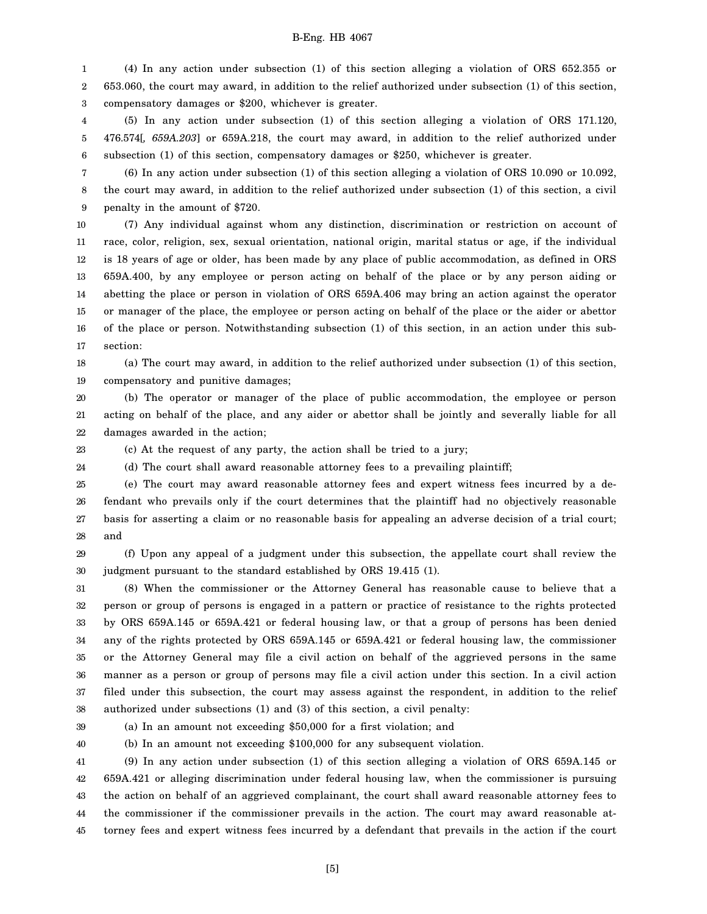(4) In any action under subsection (1) of this section alleging a violation of ORS 652.355 or 653.060, the court may award, in addition to the relief authorized under subsection (1) of this section, compensatory damages or $200, whichever is greater.

(5) In any action under subsection (1) of this section alleging a violation of ORS 171.120, 476.574[*, 659A.203*] or 659A.218, the court may award, in addition to the relief authorized under subsection (1) of this section, compensatory damages or $250, whichever is greater.

(6) In any action under subsection (1) of this section alleging a violation of ORS 10.090 or 10.092, the court may award, in addition to the relief authorized under subsection (1) of this section, a civil penalty in the amount of $720.

(7) Any individual against whom any distinction, discrimination or restriction on account of race, color, religion, sex, sexual orientation, national origin, marital status or age, if the individual is 18 years of age or older, has been made by any place of public accommodation, as defined in ORS 659A.400, by any employee or person acting on behalf of the place or by any person aiding or abetting the place or person in violation of ORS 659A.406 may bring an action against the operator or manager of the place, the employee or person acting on behalf of the place or the aider or abettor of the place or person. Notwithstanding subsection (1) of this section, in an action under this subsection:

(a) The court may award, in addition to the relief authorized under subsection (1) of this section, compensatory and punitive damages;

(b) The operator or manager of the place of public accommodation, the employee or person acting on behalf of the place, and any aider or abettor shall be jointly and severally liable for all damages awarded in the action;

(c) At the request of any party, the action shall be tried to a jury;

(d) The court shall award reasonable attorney fees to a prevailing plaintiff;

(e) The court may award reasonable attorney fees and expert witness fees incurred by a defendant who prevails only if the court determines that the plaintiff had no objectively reasonable basis for asserting a claim or no reasonable basis for appealing an adverse decision of a trial court; and

(f) Upon any appeal of a judgment under this subsection, the appellate court shall review the judgment pursuant to the standard established by ORS 19.415 (1).

(8) When the commissioner or the Attorney General has reasonable cause to believe that a person or group of persons is engaged in a pattern or practice of resistance to the rights protected by ORS 659A.145 or 659A.421 or federal housing law, or that a group of persons has been denied any of the rights protected by ORS 659A.145 or 659A.421 or federal housing law, the commissioner or the Attorney General may file a civil action on behalf of the aggrieved persons in the same manner as a person or group of persons may file a civil action under this section. In a civil action filed under this subsection, the court may assess against the respondent, in addition to the relief authorized under subsections (1) and (3) of this section, a civil penalty:

(a) In an amount not exceeding $50,000 for a first violation; and

(b) In an amount not exceeding $100,000 for any subsequent violation.

(9) In any action under subsection (1) of this section alleging a violation of ORS 659A.145 or 659A.421 or alleging discrimination under federal housing law, when the commissioner is pursuing the action on behalf of an aggrieved complainant, the court shall award reasonable attorney fees to the commissioner if the commissioner prevails in the action. The court may award reasonable attorney fees and expert witness fees incurred by a defendant that prevails in the action if the court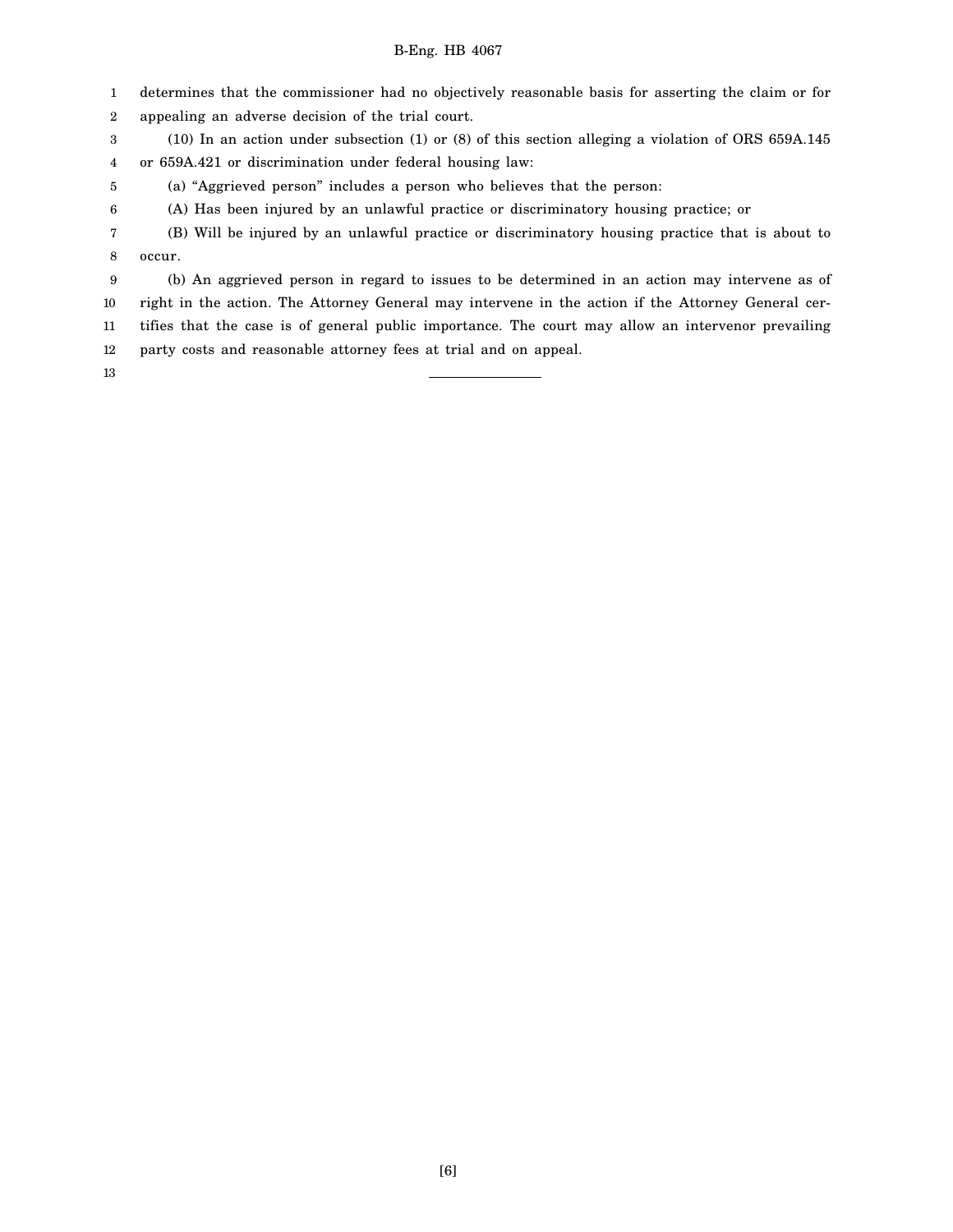determines that the commissioner had no objectively reasonable basis for asserting the claim or for appealing an adverse decision of the trial court.

(10) In an action under subsection (1) or (8) of this section alleging a violation of ORS 659A.145 or 659A.421 or discrimination under federal housing law:

(a) "Aggrieved person" includes a person who believes that the person:

(A) Has been injured by an unlawful practice or discriminatory housing practice; or

(B) Will be injured by an unlawful practice or discriminatory housing practice that is about to occur.

(b) An aggrieved person in regard to issues to be determined in an action may intervene as of right in the action. The Attorney General may intervene in the action if the Attorney General certifies that the case is of general public importance. The court may allow an intervenor prevailing party costs and reasonable attorney fees at trial and on appeal.